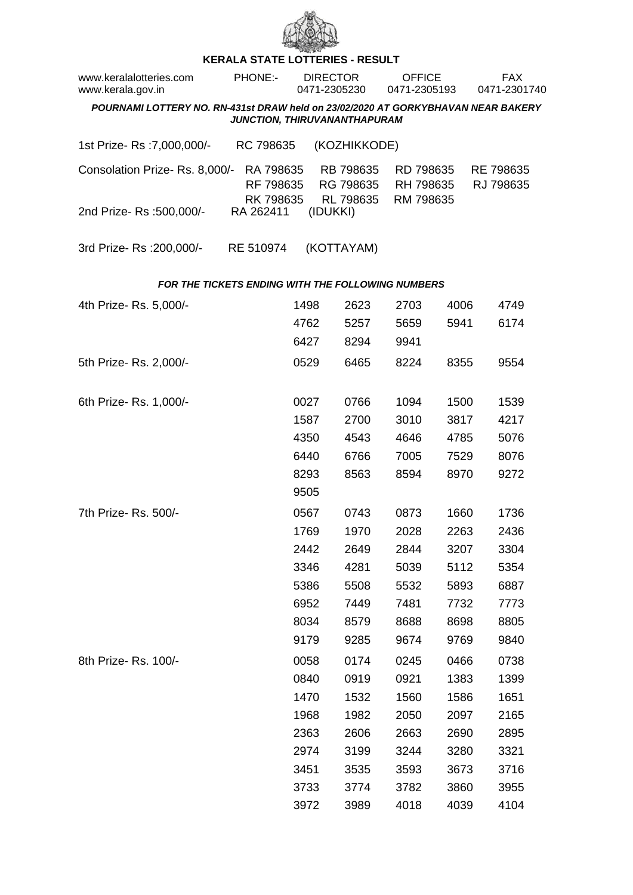# KERALA STATE LOTTERIES - RESULT

www.keralalotteries.com PHONE:- DIRECTOR OFFICE FAX
www.kerala.gov.in 0471-2305230 0471-2305193 0471-2301740

***POURNAMI LOTTERY NO. RN-431st DRAW held on 23/02/2020 AT GORKYBHAVAN NEAR BAKERY JUNCTION, THIRUVANANTHAPURAM***

1st Prize- Rs :7,000,000/- RC 798635 (KOZHIKKODE)

Consolation Prize- Rs. 8,000/- RA 798635 RB 798635 RD 798635 RE 798635
RF 798635 RG 798635 RH 798635 RJ 798635
RK 798635 RL 798635 RM 798635

2nd Prize- Rs :500,000/- RA 262411 (IDUKKI)

3rd Prize- Rs :200,000/- RE 510974 (KOTTAYAM)

***FOR THE TICKETS ENDING WITH THE FOLLOWING NUMBERS***

4th Prize- Rs. 5,000/-

1498 2623 2703 4006 4749
4762 5257 5659 5941 6174
6427 8294 9941

5th Prize- Rs. 2,000/-

0529 6465 8224 8355 9554

6th Prize- Rs. 1,000/-

0027 0766 1094 1500 1539
1587 2700 3010 3817 4217
4350 4543 4646 4785 5076
6440 6766 7005 7529 8076
8293 8563 8594 8970 9272
9505

7th Prize- Rs. 500/-

0567 0743 0873 1660 1736
1769 1970 2028 2263 2436
2442 2649 2844 3207 3304
3346 4281 5039 5112 5354
5386 5508 5532 5893 6887
6952 7449 7481 7732 7773
8034 8579 8688 8698 8805
9179 9285 9674 9769 9840

8th Prize- Rs. 100/-

0058 0174 0245 0466 0738
0840 0919 0921 1383 1399
1470 1532 1560 1586 1651
1968 1982 2050 2097 2165
2363 2606 2663 2690 2895
2974 3199 3244 3280 3321
3451 3535 3593 3673 3716
3733 3774 3782 3860 3955
3972 3989 4018 4039 4104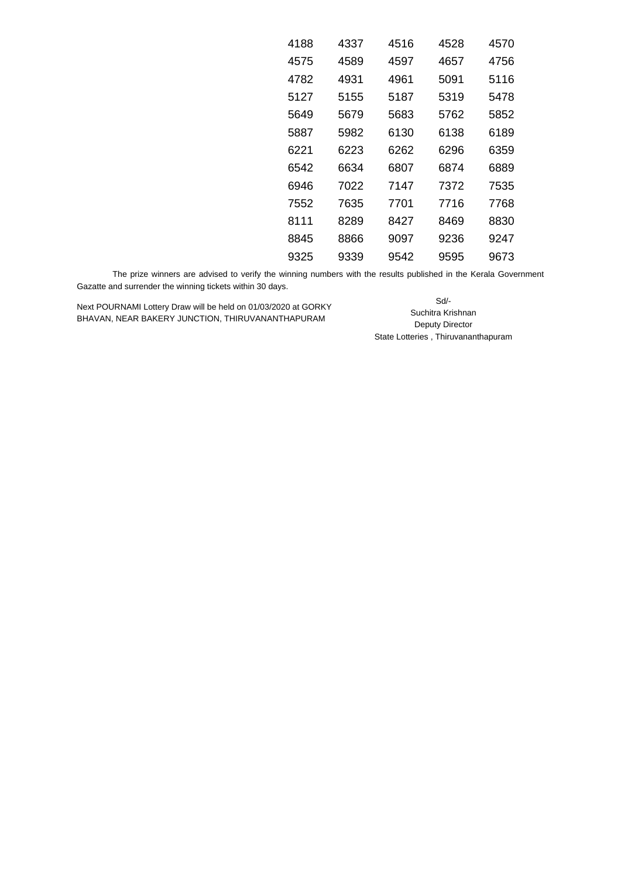| | | | | |
|---|---|---|---|---|
| 4188 | 4337 | 4516 | 4528 | 4570 |
| 4575 | 4589 | 4597 | 4657 | 4756 |
| 4782 | 4931 | 4961 | 5091 | 5116 |
| 5127 | 5155 | 5187 | 5319 | 5478 |
| 5649 | 5679 | 5683 | 5762 | 5852 |
| 5887 | 5982 | 6130 | 6138 | 6189 |
| 6221 | 6223 | 6262 | 6296 | 6359 |
| 6542 | 6634 | 6807 | 6874 | 6889 |
| 6946 | 7022 | 7147 | 7372 | 7535 |
| 7552 | 7635 | 7701 | 7716 | 7768 |
| 8111 | 8289 | 8427 | 8469 | 8830 |
| 8845 | 8866 | 9097 | 9236 | 9247 |
| 9325 | 9339 | 9542 | 9595 | 9673 |

The prize winners are advised to verify the winning numbers with the results published in the Kerala Government Gazatte and surrender the winning tickets within 30 days.

Next POURNAMI Lottery Draw will be held on 01/03/2020 at GORKY BHAVAN, NEAR BAKERY JUNCTION, THIRUVANANTHAPURAM

Sd/-
Suchitra Krishnan
Deputy Director
State Lotteries , Thiruvananthapuram